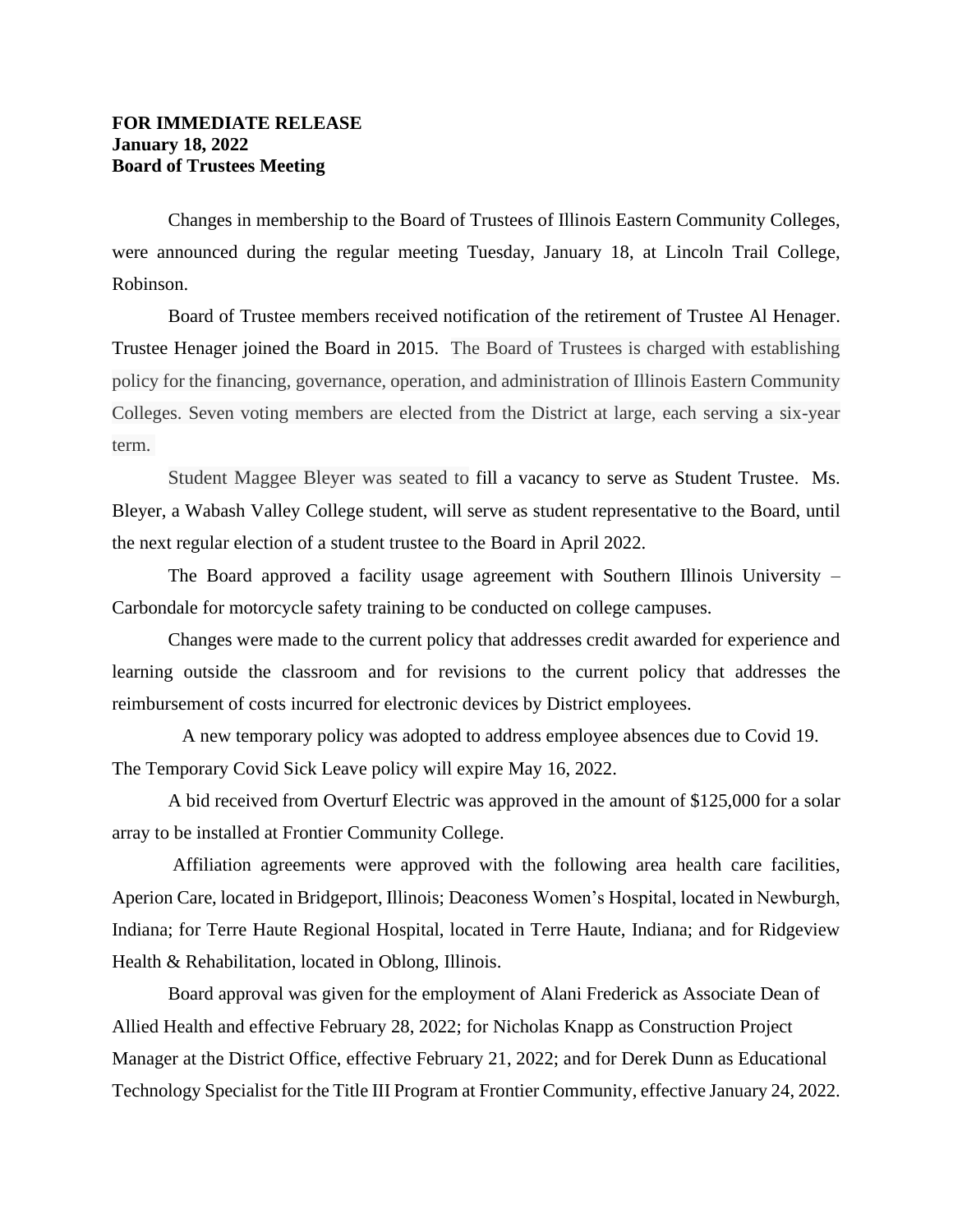**FOR IMMEDIATE RELEASE**
**January 18, 2022**
**Board of Trustees Meeting**

Changes in membership to the Board of Trustees of Illinois Eastern Community Colleges, were announced during the regular meeting Tuesday, January 18, at Lincoln Trail College, Robinson.

Board of Trustee members received notification of the retirement of Trustee Al Henager. Trustee Henager joined the Board in 2015. The Board of Trustees is charged with establishing policy for the financing, governance, operation, and administration of Illinois Eastern Community Colleges. Seven voting members are elected from the District at large, each serving a six-year term.

Student Maggee Bleyer was seated to fill a vacancy to serve as Student Trustee. Ms. Bleyer, a Wabash Valley College student, will serve as student representative to the Board, until the next regular election of a student trustee to the Board in April 2022.

The Board approved a facility usage agreement with Southern Illinois University – Carbondale for motorcycle safety training to be conducted on college campuses.

Changes were made to the current policy that addresses credit awarded for experience and learning outside the classroom and for revisions to the current policy that addresses the reimbursement of costs incurred for electronic devices by District employees.

A new temporary policy was adopted to address employee absences due to Covid 19. The Temporary Covid Sick Leave policy will expire May 16, 2022.

A bid received from Overturf Electric was approved in the amount of $125,000 for a solar array to be installed at Frontier Community College.

Affiliation agreements were approved with the following area health care facilities, Aperion Care, located in Bridgeport, Illinois; Deaconess Women's Hospital, located in Newburgh, Indiana; for Terre Haute Regional Hospital, located in Terre Haute, Indiana; and for Ridgeview Health & Rehabilitation, located in Oblong, Illinois.

Board approval was given for the employment of Alani Frederick as Associate Dean of Allied Health and effective February 28, 2022; for Nicholas Knapp as Construction Project Manager at the District Office, effective February 21, 2022; and for Derek Dunn as Educational Technology Specialist for the Title III Program at Frontier Community, effective January 24, 2022.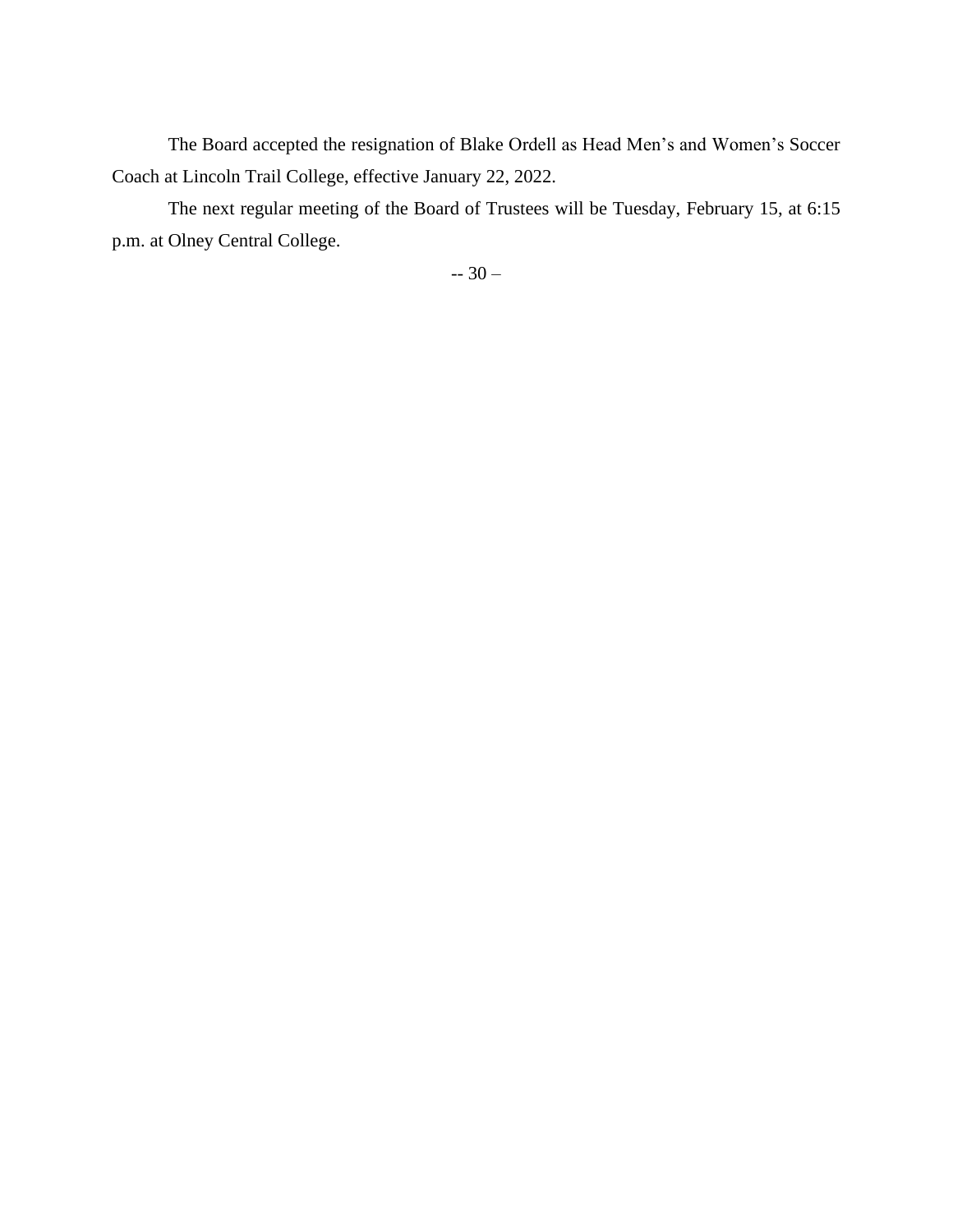The Board accepted the resignation of Blake Ordell as Head Men's and Women's Soccer Coach at Lincoln Trail College, effective January 22, 2022.

The next regular meeting of the Board of Trustees will be Tuesday, February 15, at 6:15 p.m. at Olney Central College.

-- 30 –